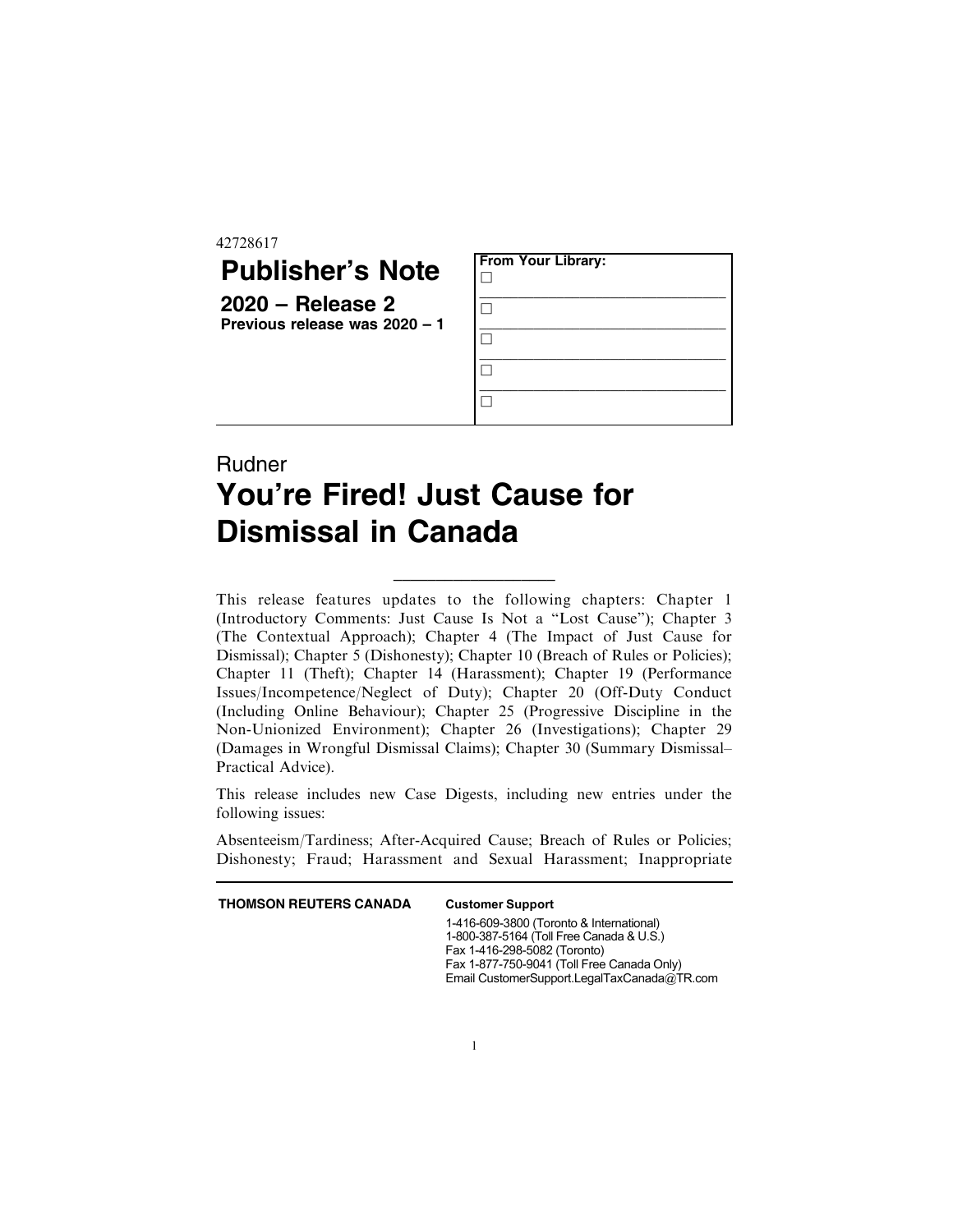42728617

# Publisher's Note

## 2020 – Release 2

**Previous release was 2020 – 1**

**From Your Library:**

☐ \_\_\_\_\_\_\_\_\_\_\_\_\_\_\_\_\_\_\_\_\_\_\_\_\_\_\_\_

☐ \_\_\_\_\_\_\_\_\_\_\_\_\_\_\_\_\_\_\_\_\_\_\_\_\_\_\_\_

☐ \_\_\_\_\_\_\_\_\_\_\_\_\_\_\_\_\_\_\_\_\_\_\_\_\_\_\_\_

☐ \_\_\_\_\_\_\_\_\_\_\_\_\_\_\_\_\_\_\_\_\_\_\_\_\_\_\_\_

☐

Rudner

# You're Fired! Just Cause for Dismissal in Canada

---

This release features updates to the following chapters: Chapter 1 (Introductory Comments: Just Cause Is Not a "Lost Cause"); Chapter 3 (The Contextual Approach); Chapter 4 (The Impact of Just Cause for Dismissal); Chapter 5 (Dishonesty); Chapter 10 (Breach of Rules or Policies); Chapter 11 (Theft); Chapter 14 (Harassment); Chapter 19 (Performance Issues/Incompetence/Neglect of Duty); Chapter 20 (Off-Duty Conduct (Including Online Behaviour); Chapter 25 (Progressive Discipline in the Non-Unionized Environment); Chapter 26 (Investigations); Chapter 29 (Damages in Wrongful Dismissal Claims); Chapter 30 (Summary Dismissal–Practical Advice).

This release includes new Case Digests, including new entries under the following issues:

Absenteeism/Tardiness; After-Acquired Cause; Breach of Rules or Policies; Dishonesty; Fraud; Harassment and Sexual Harassment; Inappropriate

---

**THOMSON REUTERS CANADA**

**Customer Support**

1-416-609-3800 (Toronto & International)
1-800-387-5164 (Toll Free Canada & U.S.)
Fax 1-416-298-5082 (Toronto)
Fax 1-877-750-9041 (Toll Free Canada Only)
Email CustomerSupport.LegalTaxCanada@TR.com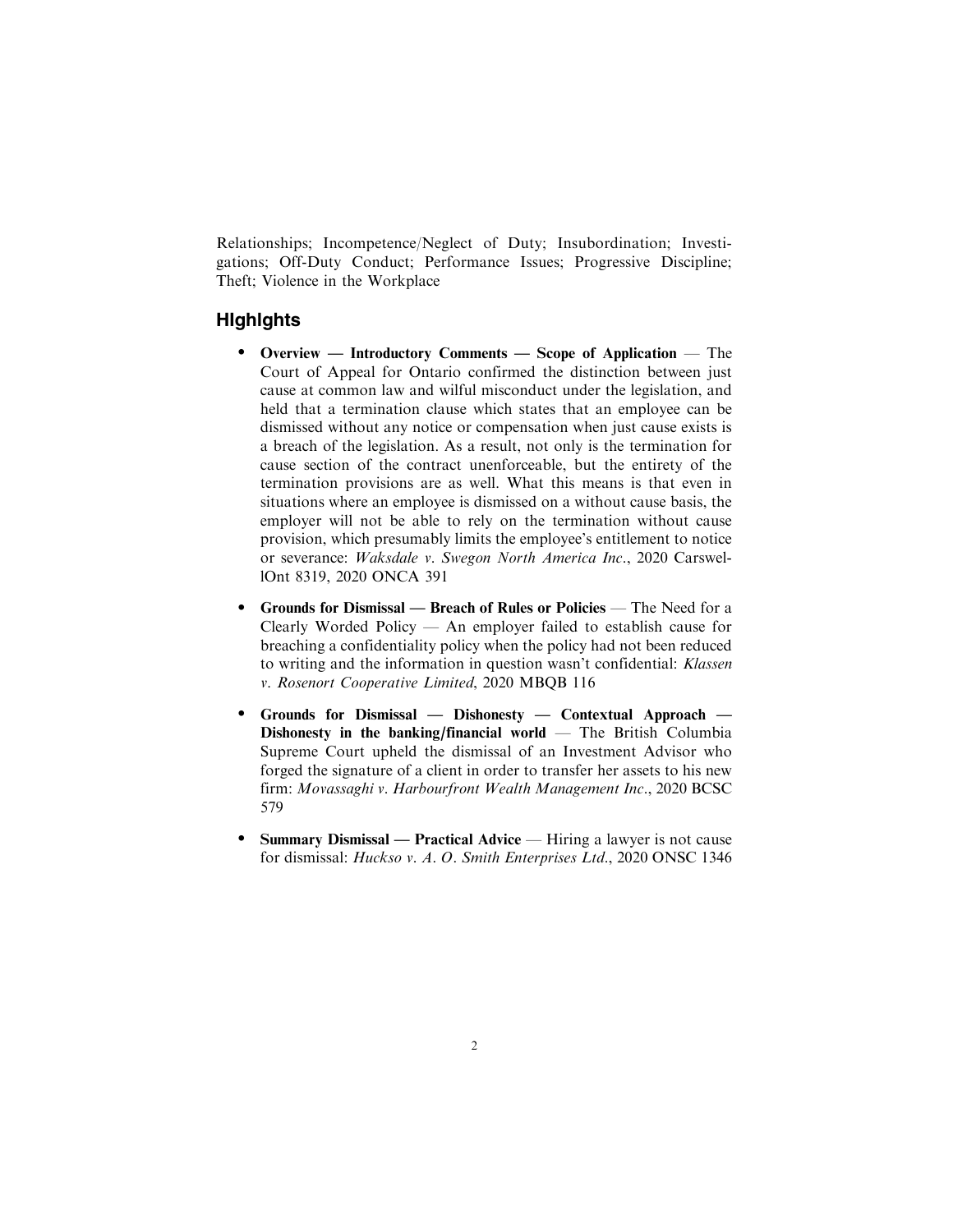Relationships; Incompetence/Neglect of Duty; Insubordination; Investigations; Off-Duty Conduct; Performance Issues; Progressive Discipline; Theft; Violence in the Workplace

## Highlights

- **Overview — Introductory Comments — Scope of Application** — The Court of Appeal for Ontario confirmed the distinction between just cause at common law and wilful misconduct under the legislation, and held that a termination clause which states that an employee can be dismissed without any notice or compensation when just cause exists is a breach of the legislation. As a result, not only is the termination for cause section of the contract unenforceable, but the entirety of the termination provisions are as well. What this means is that even in situations where an employee is dismissed on a without cause basis, the employer will not be able to rely on the termination without cause provision, which presumably limits the employee's entitlement to notice or severance: *Waksdale v. Swegon North America Inc.*, 2020 CarswellOnt 8319, 2020 ONCA 391

- **Grounds for Dismissal — Breach of Rules or Policies** — The Need for a Clearly Worded Policy — An employer failed to establish cause for breaching a confidentiality policy when the policy had not been reduced to writing and the information in question wasn't confidential: *Klassen v. Rosenort Cooperative Limited*, 2020 MBQB 116

- **Grounds for Dismissal — Dishonesty — Contextual Approach — Dishonesty in the banking/financial world** — The British Columbia Supreme Court upheld the dismissal of an Investment Advisor who forged the signature of a client in order to transfer her assets to his new firm: *Movassaghi v. Harbourfront Wealth Management Inc.*, 2020 BCSC 579

- **Summary Dismissal — Practical Advice** — Hiring a lawyer is not cause for dismissal: *Huckso v. A. O. Smith Enterprises Ltd.*, 2020 ONSC 1346